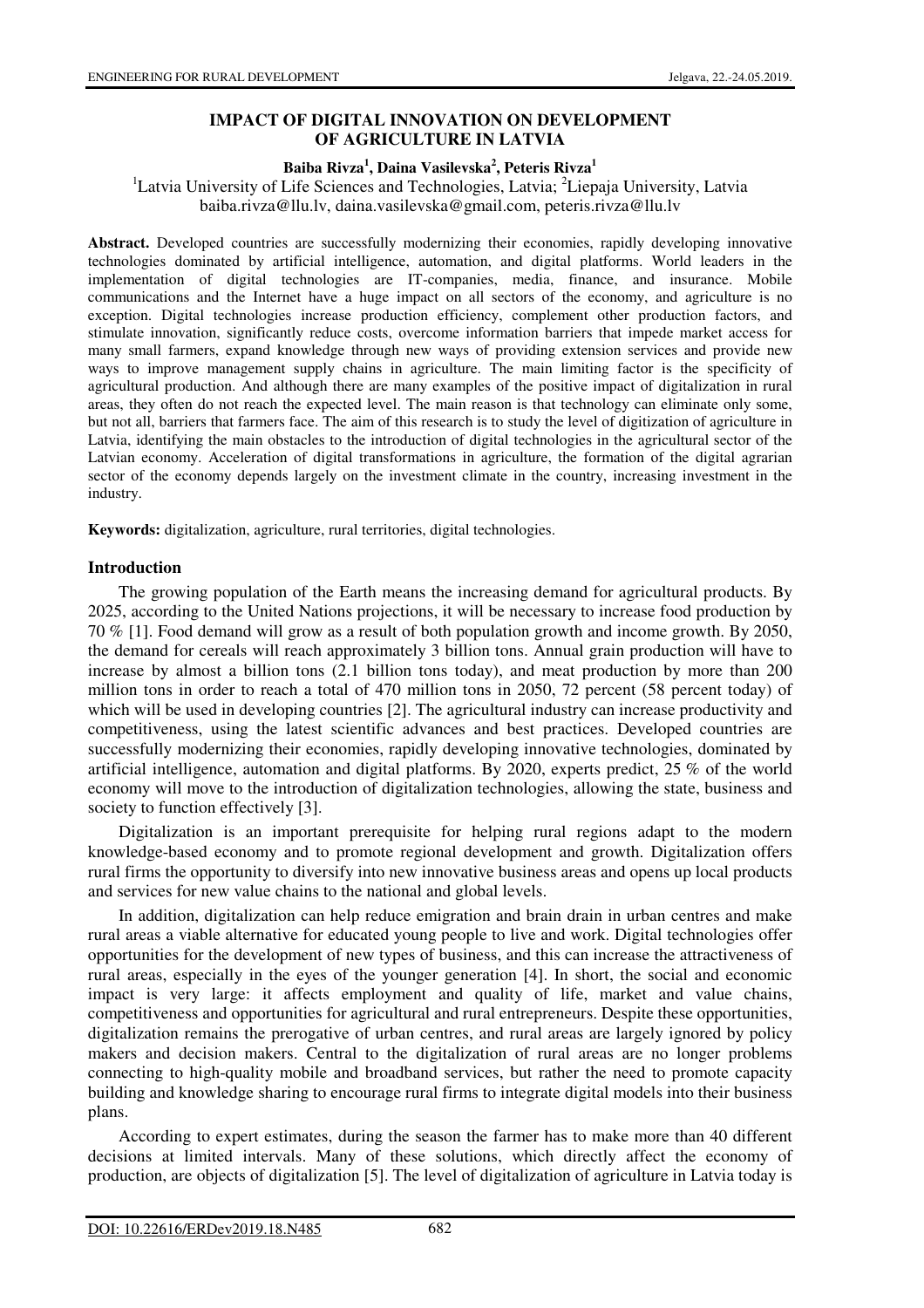# IMPACT OF DIGITAL INNOVATION ON DEVELOPMENT OF AGRICULTURE IN LATVIA

**Baiba Rivza[1], Daina Vasilevska[2], Peteris Rivza[1]**

[1]Latvia University of Life Sciences and Technologies, Latvia; [2]Liepaja University, Latvia
baiba.rivza@llu.lv, daina.vasilevska@gmail.com, peteris.rivza@llu.lv

**Abstract.** Developed countries are successfully modernizing their economies, rapidly developing innovative technologies dominated by artificial intelligence, automation, and digital platforms. World leaders in the implementation of digital technologies are IT-companies, media, finance, and insurance. Mobile communications and the Internet have a huge impact on all sectors of the economy, and agriculture is no exception. Digital technologies increase production efficiency, complement other production factors, and stimulate innovation, significantly reduce costs, overcome information barriers that impede market access for many small farmers, expand knowledge through new ways of providing extension services and provide new ways to improve management supply chains in agriculture. The main limiting factor is the specificity of agricultural production. And although there are many examples of the positive impact of digitalization in rural areas, they often do not reach the expected level. The main reason is that technology can eliminate only some, but not all, barriers that farmers face. The aim of this research is to study the level of digitization of agriculture in Latvia, identifying the main obstacles to the introduction of digital technologies in the agricultural sector of the Latvian economy. Acceleration of digital transformations in agriculture, the formation of the digital agrarian sector of the economy depends largely on the investment climate in the country, increasing investment in the industry.

**Keywords:** digitalization, agriculture, rural territories, digital technologies.

## Introduction

The growing population of the Earth means the increasing demand for agricultural products. By 2025, according to the United Nations projections, it will be necessary to increase food production by 70 % [1]. Food demand will grow as a result of both population growth and income growth. By 2050, the demand for cereals will reach approximately 3 billion tons. Annual grain production will have to increase by almost a billion tons (2.1 billion tons today), and meat production by more than 200 million tons in order to reach a total of 470 million tons in 2050, 72 percent (58 percent today) of which will be used in developing countries [2]. The agricultural industry can increase productivity and competitiveness, using the latest scientific advances and best practices. Developed countries are successfully modernizing their economies, rapidly developing innovative technologies, dominated by artificial intelligence, automation and digital platforms. By 2020, experts predict, 25 % of the world economy will move to the introduction of digitalization technologies, allowing the state, business and society to function effectively [3].

Digitalization is an important prerequisite for helping rural regions adapt to the modern knowledge-based economy and to promote regional development and growth. Digitalization offers rural firms the opportunity to diversify into new innovative business areas and opens up local products and services for new value chains to the national and global levels.

In addition, digitalization can help reduce emigration and brain drain in urban centres and make rural areas a viable alternative for educated young people to live and work. Digital technologies offer opportunities for the development of new types of business, and this can increase the attractiveness of rural areas, especially in the eyes of the younger generation [4]. In short, the social and economic impact is very large: it affects employment and quality of life, market and value chains, competitiveness and opportunities for agricultural and rural entrepreneurs. Despite these opportunities, digitalization remains the prerogative of urban centres, and rural areas are largely ignored by policy makers and decision makers. Central to the digitalization of rural areas are no longer problems connecting to high-quality mobile and broadband services, but rather the need to promote capacity building and knowledge sharing to encourage rural firms to integrate digital models into their business plans.

According to expert estimates, during the season the farmer has to make more than 40 different decisions at limited intervals. Many of these solutions, which directly affect the economy of production, are objects of digitalization [5]. The level of digitalization of agriculture in Latvia today is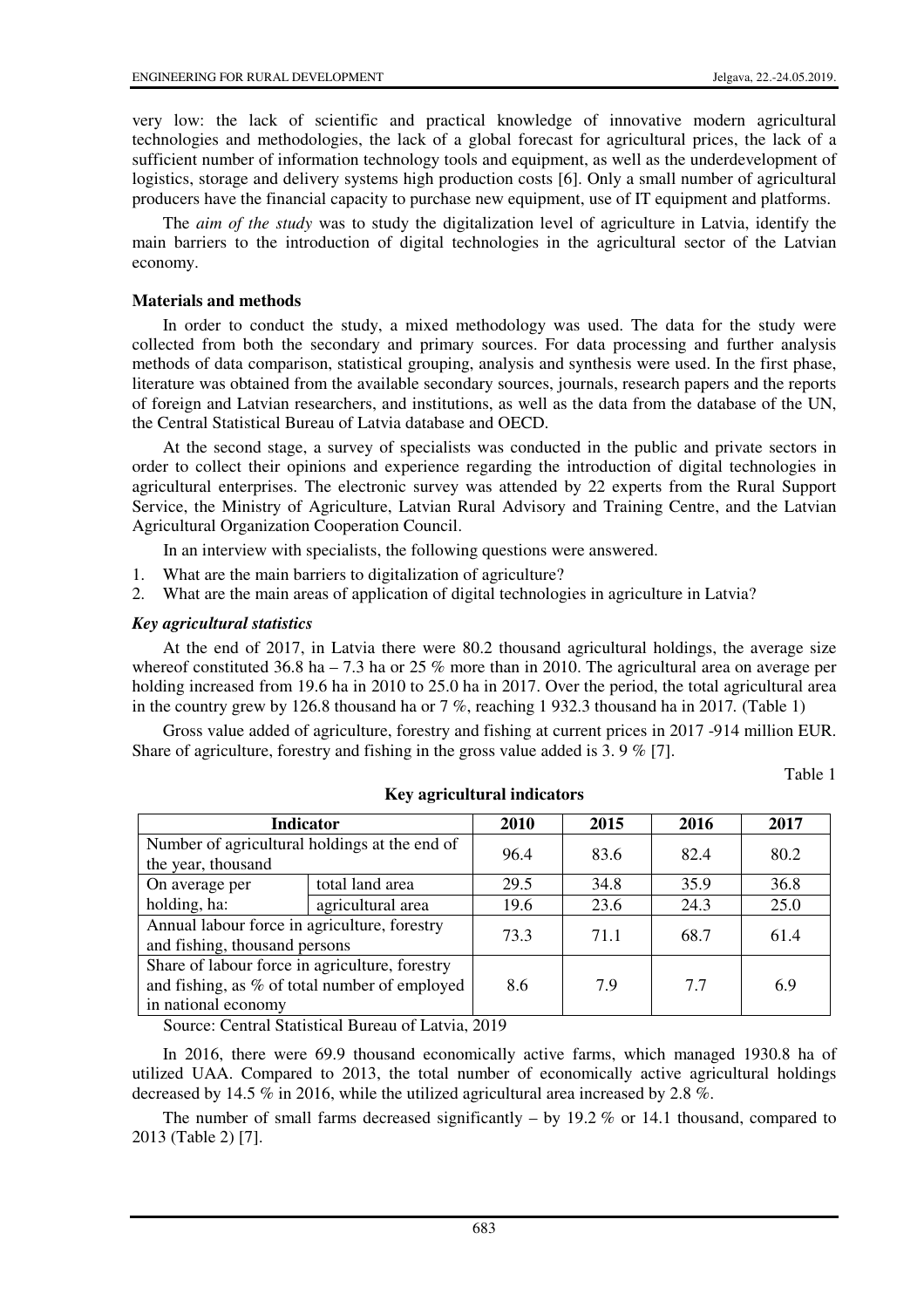very low: the lack of scientific and practical knowledge of innovative modern agricultural technologies and methodologies, the lack of a global forecast for agricultural prices, the lack of a sufficient number of information technology tools and equipment, as well as the underdevelopment of logistics, storage and delivery systems high production costs [6]. Only a small number of agricultural producers have the financial capacity to purchase new equipment, use of IT equipment and platforms.

The *aim of the study* was to study the digitalization level of agriculture in Latvia, identify the main barriers to the introduction of digital technologies in the agricultural sector of the Latvian economy.

## Materials and methods

In order to conduct the study, a mixed methodology was used. The data for the study were collected from both the secondary and primary sources. For data processing and further analysis methods of data comparison, statistical grouping, analysis and synthesis were used. In the first phase, literature was obtained from the available secondary sources, journals, research papers and the reports of foreign and Latvian researchers, and institutions, as well as the data from the database of the UN, the Central Statistical Bureau of Latvia database and OECD.

At the second stage, a survey of specialists was conducted in the public and private sectors in order to collect their opinions and experience regarding the introduction of digital technologies in agricultural enterprises. The electronic survey was attended by 22 experts from the Rural Support Service, the Ministry of Agriculture, Latvian Rural Advisory and Training Centre, and the Latvian Agricultural Organization Cooperation Council.

In an interview with specialists, the following questions were answered.

1. What are the main barriers to digitalization of agriculture?
2. What are the main areas of application of digital technologies in agriculture in Latvia?

### *Key agricultural statistics*

At the end of 2017, in Latvia there were 80.2 thousand agricultural holdings, the average size whereof constituted 36.8 ha – 7.3 ha or 25 % more than in 2010. The agricultural area on average per holding increased from 19.6 ha in 2010 to 25.0 ha in 2017. Over the period, the total agricultural area in the country grew by 126.8 thousand ha or 7 %, reaching 1 932.3 thousand ha in 2017. (Table 1)

Gross value added of agriculture, forestry and fishing at current prices in 2017 -914 million EUR. Share of agriculture, forestry and fishing in the gross value added is 3. 9 % [7].

Table 1

**Key agricultural indicators**

| Indicator | | 2010 | 2015 | 2016 | 2017 |
|---|---|---|---|---|---|
| Number of agricultural holdings at the end of the year, thousand | | 96.4 | 83.6 | 82.4 | 80.2 |
| On average per holding, ha: | total land area | 29.5 | 34.8 | 35.9 | 36.8 |
| | agricultural area | 19.6 | 23.6 | 24.3 | 25.0 |
| Annual labour force in agriculture, forestry and fishing, thousand persons | | 73.3 | 71.1 | 68.7 | 61.4 |
| Share of labour force in agriculture, forestry and fishing, as % of total number of employed in national economy | | 8.6 | 7.9 | 7.7 | 6.9 |

Source: Central Statistical Bureau of Latvia, 2019

In 2016, there were 69.9 thousand economically active farms, which managed 1930.8 ha of utilized UAA. Compared to 2013, the total number of economically active agricultural holdings decreased by 14.5 % in 2016, while the utilized agricultural area increased by 2.8 %.

The number of small farms decreased significantly – by 19.2 % or 14.1 thousand, compared to 2013 (Table 2) [7].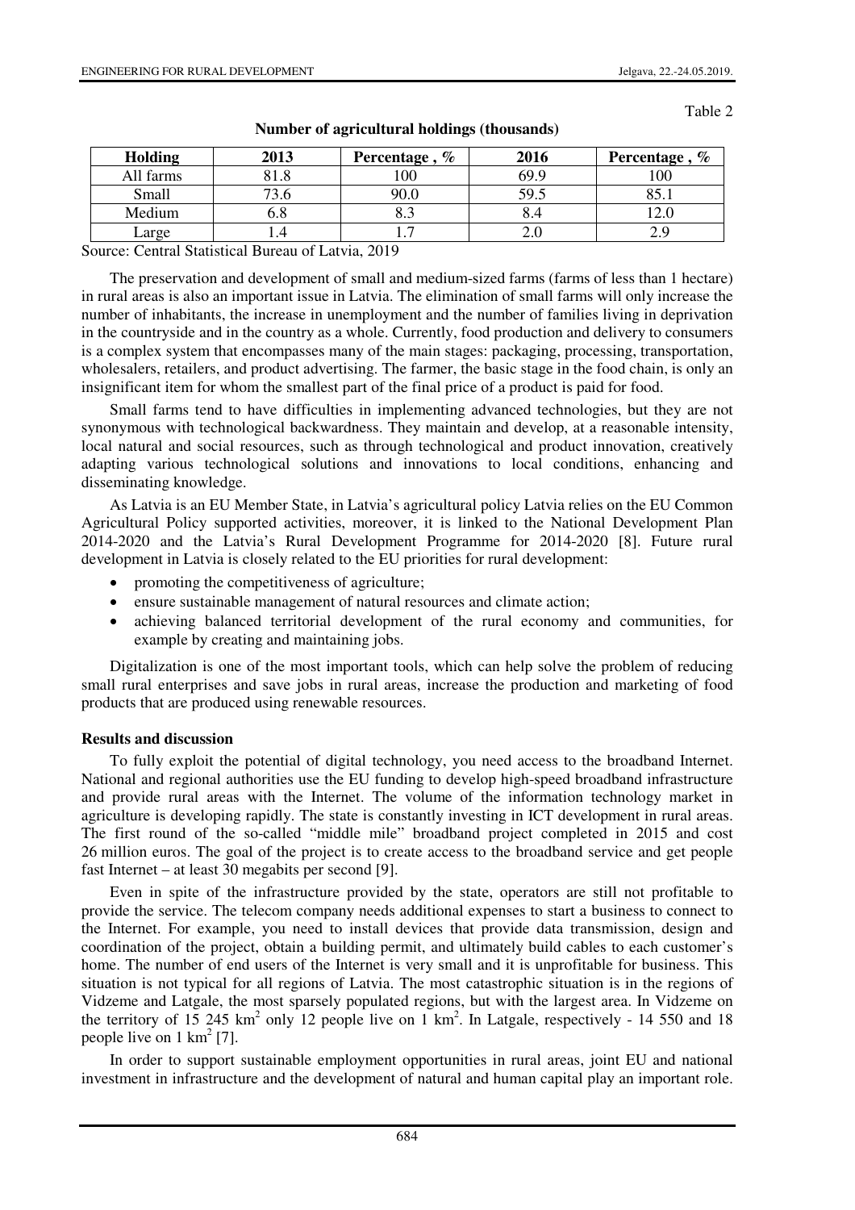Table 2

**Number of agricultural holdings (thousands)**

| Holding | 2013 | Percentage , % | 2016 | Percentage , % |
|---|---|---|---|---|
| All farms | 81.8 | 100 | 69.9 | 100 |
| Small | 73.6 | 90.0 | 59.5 | 85.1 |
| Medium | 6.8 | 8.3 | 8.4 | 12.0 |
| Large | 1.4 | 1.7 | 2.0 | 2.9 |

Source: Central Statistical Bureau of Latvia, 2019

The preservation and development of small and medium-sized farms (farms of less than 1 hectare) in rural areas is also an important issue in Latvia. The elimination of small farms will only increase the number of inhabitants, the increase in unemployment and the number of families living in deprivation in the countryside and in the country as a whole. Currently, food production and delivery to consumers is a complex system that encompasses many of the main stages: packaging, processing, transportation, wholesalers, retailers, and product advertising. The farmer, the basic stage in the food chain, is only an insignificant item for whom the smallest part of the final price of a product is paid for food.

Small farms tend to have difficulties in implementing advanced technologies, but they are not synonymous with technological backwardness. They maintain and develop, at a reasonable intensity, local natural and social resources, such as through technological and product innovation, creatively adapting various technological solutions and innovations to local conditions, enhancing and disseminating knowledge.

As Latvia is an EU Member State, in Latvia's agricultural policy Latvia relies on the EU Common Agricultural Policy supported activities, moreover, it is linked to the National Development Plan 2014-2020 and the Latvia's Rural Development Programme for 2014-2020 [8]. Future rural development in Latvia is closely related to the EU priorities for rural development:

- promoting the competitiveness of agriculture;
- ensure sustainable management of natural resources and climate action;
- achieving balanced territorial development of the rural economy and communities, for example by creating and maintaining jobs.

Digitalization is one of the most important tools, which can help solve the problem of reducing small rural enterprises and save jobs in rural areas, increase the production and marketing of food products that are produced using renewable resources.

**Results and discussion**

To fully exploit the potential of digital technology, you need access to the broadband Internet. National and regional authorities use the EU funding to develop high-speed broadband infrastructure and provide rural areas with the Internet. The volume of the information technology market in agriculture is developing rapidly. The state is constantly investing in ICT development in rural areas. The first round of the so-called "middle mile" broadband project completed in 2015 and cost 26 million euros. The goal of the project is to create access to the broadband service and get people fast Internet – at least 30 megabits per second [9].

Even in spite of the infrastructure provided by the state, operators are still not profitable to provide the service. The telecom company needs additional expenses to start a business to connect to the Internet. For example, you need to install devices that provide data transmission, design and coordination of the project, obtain a building permit, and ultimately build cables to each customer's home. The number of end users of the Internet is very small and it is unprofitable for business. This situation is not typical for all regions of Latvia. The most catastrophic situation is in the regions of Vidzeme and Latgale, the most sparsely populated regions, but with the largest area. In Vidzeme on the territory of 15 245 km$^2$ only 12 people live on 1 km$^2$. In Latgale, respectively - 14 550 and 18 people live on 1 km$^2$ [7].

In order to support sustainable employment opportunities in rural areas, joint EU and national investment in infrastructure and the development of natural and human capital play an important role.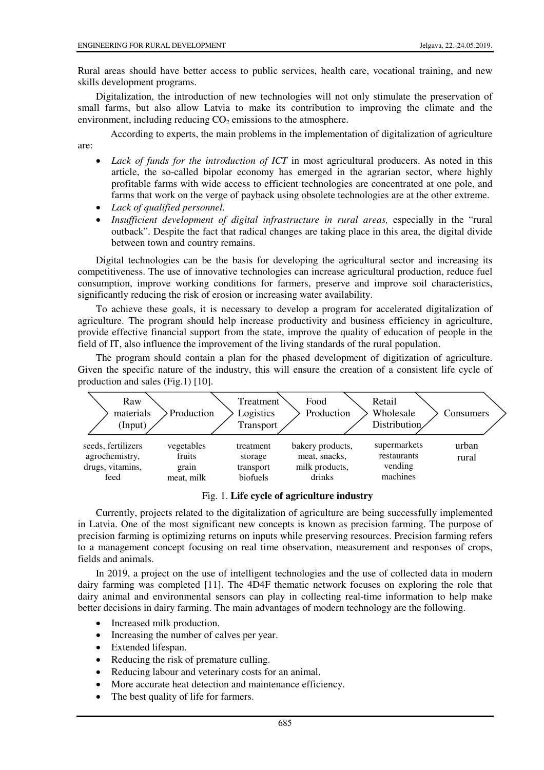Rural areas should have better access to public services, health care, vocational training, and new skills development programs.

Digitalization, the introduction of new technologies will not only stimulate the preservation of small farms, but also allow Latvia to make its contribution to improving the climate and the environment, including reducing $CO_2$ emissions to the atmosphere.

According to experts, the main problems in the implementation of digitalization of agriculture are:

- *Lack of funds for the introduction of ICT* in most agricultural producers. As noted in this article, the so-called bipolar economy has emerged in the agrarian sector, where highly profitable farms with wide access to efficient technologies are concentrated at one pole, and farms that work on the verge of payback using obsolete technologies are at the other extreme.
- *Lack of qualified personnel.*
- *Insufficient development of digital infrastructure in rural areas,* especially in the "rural outback". Despite the fact that radical changes are taking place in this area, the digital divide between town and country remains.

Digital technologies can be the basis for developing the agricultural sector and increasing its competitiveness. The use of innovative technologies can increase agricultural production, reduce fuel consumption, improve working conditions for farmers, preserve and improve soil characteristics, significantly reducing the risk of erosion or increasing water availability.

To achieve these goals, it is necessary to develop a program for accelerated digitalization of agriculture. The program should help increase productivity and business efficiency in agriculture, provide effective financial support from the state, improve the quality of education of people in the field of IT, also influence the improvement of the living standards of the rural population.

The program should contain a plan for the phased development of digitization of agriculture. Given the specific nature of the industry, this will ensure the creation of a consistent life cycle of production and sales (Fig.1) [10].

| Raw materials (Input) | Production | Treatment Logistics Transport | Food Production | Retail Wholesale Distribution | Consumers |
|---|---|---|---|---|---|
| seeds, fertilizers agrochemistry, drugs, vitamins, feed | vegetables fruits grain meat, milk | treatment storage transport biofuels | bakery products, meat, snacks, milk products, drinks | supermarkets restaurants vending machines | urban rural |

Fig. 1. **Life cycle of agriculture industry**

Currently, projects related to the digitalization of agriculture are being successfully implemented in Latvia. One of the most significant new concepts is known as precision farming. The purpose of precision farming is optimizing returns on inputs while preserving resources. Precision farming refers to a management concept focusing on real time observation, measurement and responses of crops, fields and animals.

In 2019, a project on the use of intelligent technologies and the use of collected data in modern dairy farming was completed [11]. The 4D4F thematic network focuses on exploring the role that dairy animal and environmental sensors can play in collecting real-time information to help make better decisions in dairy farming. The main advantages of modern technology are the following.

- Increased milk production.
- Increasing the number of calves per year.
- Extended lifespan.
- Reducing the risk of premature culling.
- Reducing labour and veterinary costs for an animal.
- More accurate heat detection and maintenance efficiency.
- The best quality of life for farmers.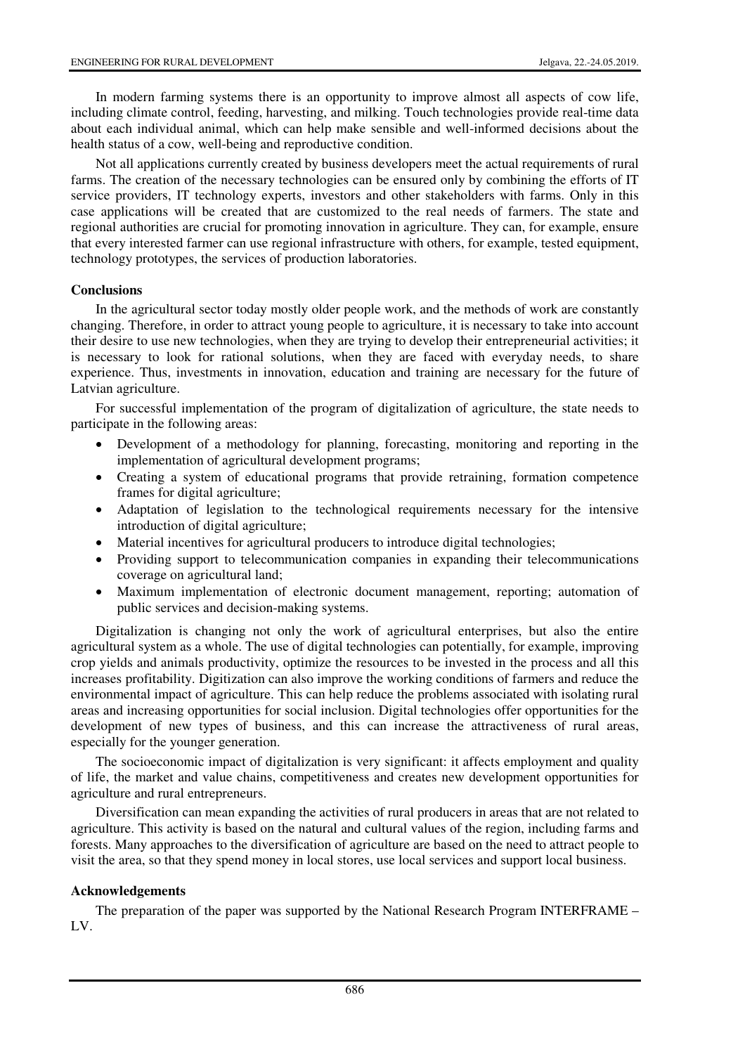In modern farming systems there is an opportunity to improve almost all aspects of cow life, including climate control, feeding, harvesting, and milking. Touch technologies provide real-time data about each individual animal, which can help make sensible and well-informed decisions about the health status of a cow, well-being and reproductive condition.

Not all applications currently created by business developers meet the actual requirements of rural farms. The creation of the necessary technologies can be ensured only by combining the efforts of IT service providers, IT technology experts, investors and other stakeholders with farms. Only in this case applications will be created that are customized to the real needs of farmers. The state and regional authorities are crucial for promoting innovation in agriculture. They can, for example, ensure that every interested farmer can use regional infrastructure with others, for example, tested equipment, technology prototypes, the services of production laboratories.

## Conclusions

In the agricultural sector today mostly older people work, and the methods of work are constantly changing. Therefore, in order to attract young people to agriculture, it is necessary to take into account their desire to use new technologies, when they are trying to develop their entrepreneurial activities; it is necessary to look for rational solutions, when they are faced with everyday needs, to share experience. Thus, investments in innovation, education and training are necessary for the future of Latvian agriculture.

For successful implementation of the program of digitalization of agriculture, the state needs to participate in the following areas:

- Development of a methodology for planning, forecasting, monitoring and reporting in the implementation of agricultural development programs;
- Creating a system of educational programs that provide retraining, formation competence frames for digital agriculture;
- Adaptation of legislation to the technological requirements necessary for the intensive introduction of digital agriculture;
- Material incentives for agricultural producers to introduce digital technologies;
- Providing support to telecommunication companies in expanding their telecommunications coverage on agricultural land;
- Maximum implementation of electronic document management, reporting; automation of public services and decision-making systems.

Digitalization is changing not only the work of agricultural enterprises, but also the entire agricultural system as a whole. The use of digital technologies can potentially, for example, improving crop yields and animals productivity, optimize the resources to be invested in the process and all this increases profitability. Digitization can also improve the working conditions of farmers and reduce the environmental impact of agriculture. This can help reduce the problems associated with isolating rural areas and increasing opportunities for social inclusion. Digital technologies offer opportunities for the development of new types of business, and this can increase the attractiveness of rural areas, especially for the younger generation.

The socioeconomic impact of digitalization is very significant: it affects employment and quality of life, the market and value chains, competitiveness and creates new development opportunities for agriculture and rural entrepreneurs.

Diversification can mean expanding the activities of rural producers in areas that are not related to agriculture. This activity is based on the natural and cultural values of the region, including farms and forests. Many approaches to the diversification of agriculture are based on the need to attract people to visit the area, so that they spend money in local stores, use local services and support local business.

## Acknowledgements

The preparation of the paper was supported by the National Research Program INTERFRAME – LV.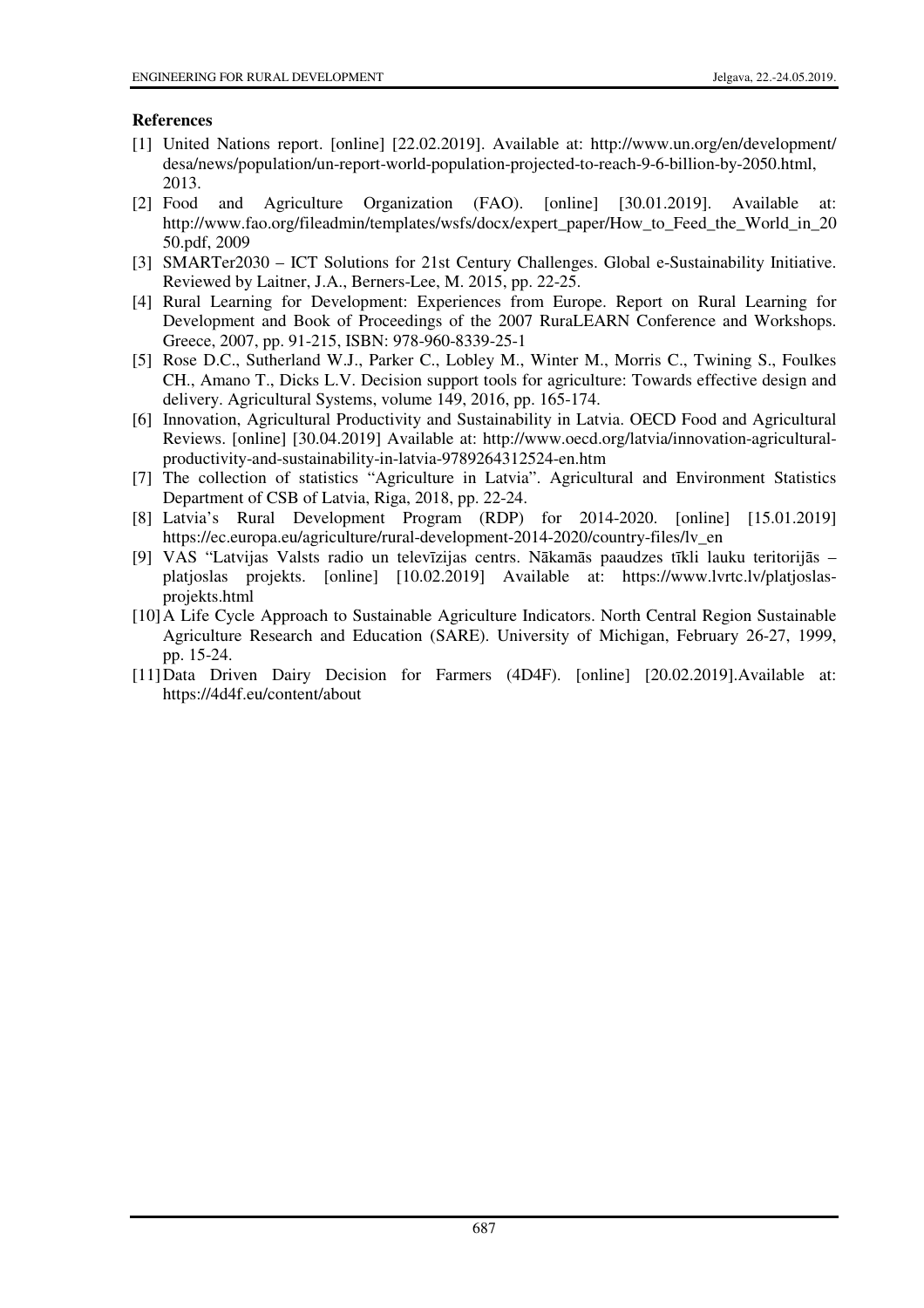**References**

[1] United Nations report. [online] [22.02.2019]. Available at: http://www.un.org/en/development/desa/news/population/un-report-world-population-projected-to-reach-9-6-billion-by-2050.html, 2013.

[2] Food and Agriculture Organization (FAO). [online] [30.01.2019]. Available at: http://www.fao.org/fileadmin/templates/wsfs/docx/expert_paper/How_to_Feed_the_World_in_2050.pdf, 2009

[3] SMARTer2030 – ICT Solutions for 21st Century Challenges. Global e-Sustainability Initiative. Reviewed by Laitner, J.A., Berners-Lee, M. 2015, pp. 22-25.

[4] Rural Learning for Development: Experiences from Europe. Report on Rural Learning for Development and Book of Proceedings of the 2007 RuraLEARN Conference and Workshops. Greece, 2007, pp. 91-215, ISBN: 978-960-8339-25-1

[5] Rose D.C., Sutherland W.J., Parker C., Lobley M., Winter M., Morris C., Twining S., Foulkes CH., Amano T., Dicks L.V. Decision support tools for agriculture: Towards effective design and delivery. Agricultural Systems, volume 149, 2016, pp. 165-174.

[6] Innovation, Agricultural Productivity and Sustainability in Latvia. OECD Food and Agricultural Reviews. [online] [30.04.2019] Available at: http://www.oecd.org/latvia/innovation-agricultural-productivity-and-sustainability-in-latvia-9789264312524-en.htm

[7] The collection of statistics "Agriculture in Latvia". Agricultural and Environment Statistics Department of CSB of Latvia, Riga, 2018, pp. 22-24.

[8] Latvia's Rural Development Program (RDP) for 2014-2020. [online] [15.01.2019] https://ec.europa.eu/agriculture/rural-development-2014-2020/country-files/lv_en

[9] VAS "Latvijas Valsts radio un televīzijas centrs. Nākamās paaudzes tīkli lauku teritorijās – platjoslas projekts. [online] [10.02.2019] Available at: https://www.lvrtc.lv/platjoslas-projekts.html

[10] A Life Cycle Approach to Sustainable Agriculture Indicators. North Central Region Sustainable Agriculture Research and Education (SARE). University of Michigan, February 26-27, 1999, pp. 15-24.

[11] Data Driven Dairy Decision for Farmers (4D4F). [online] [20.02.2019].Available at: https://4d4f.eu/content/about